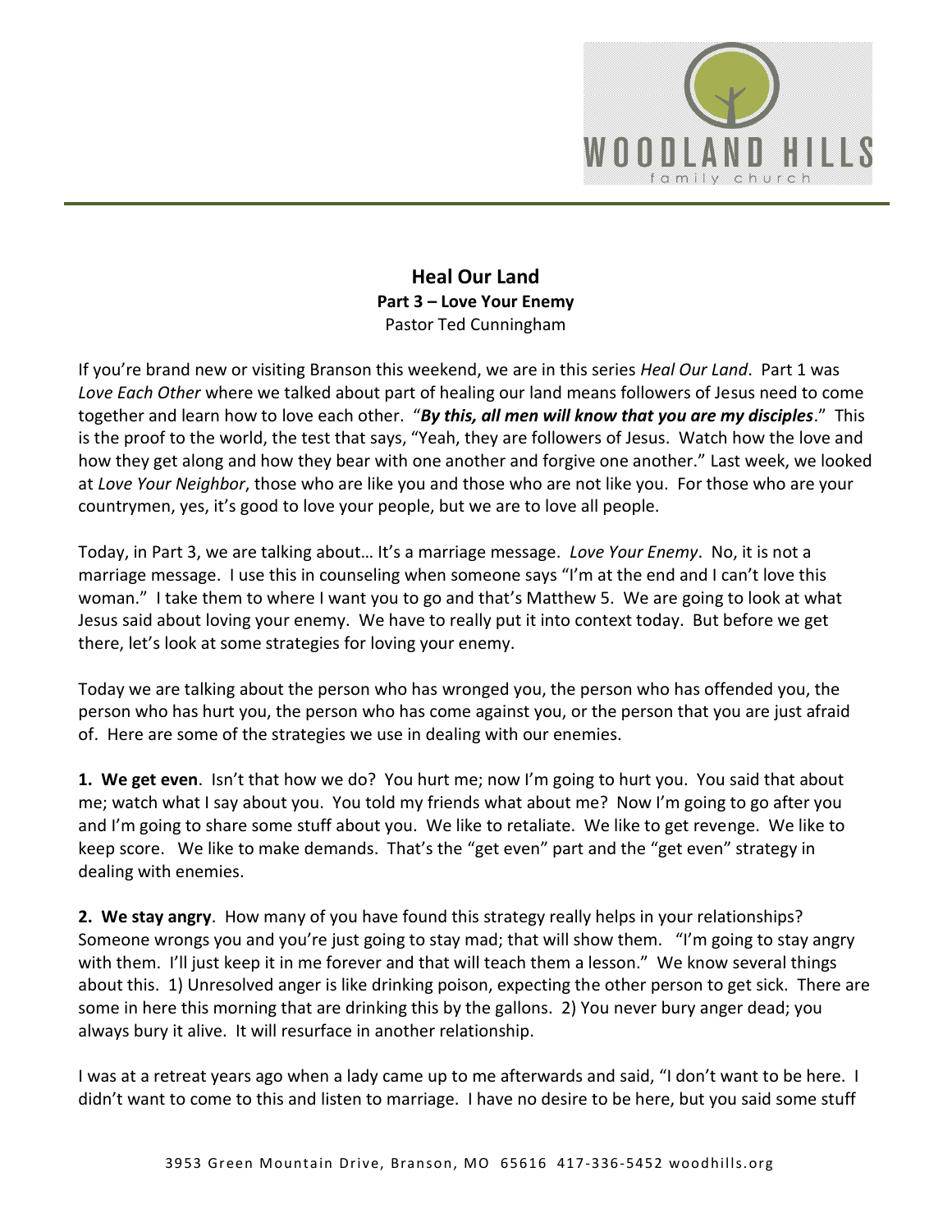# Heal Our Land

**Part 3 – Love Your Enemy**

Pastor Ted Cunningham

If you're brand new or visiting Branson this weekend, we are in this series *Heal Our Land*. Part 1 was *Love Each Other* where we talked about part of healing our land means followers of Jesus need to come together and learn how to love each other. "***By this, all men will know that you are my disciples***." This is the proof to the world, the test that says, "Yeah, they are followers of Jesus. Watch how the love and how they get along and how they bear with one another and forgive one another." Last week, we looked at *Love Your Neighbor*, those who are like you and those who are not like you. For those who are your countrymen, yes, it's good to love your people, but we are to love all people.

Today, in Part 3, we are talking about… It's a marriage message. *Love Your Enemy*. No, it is not a marriage message. I use this in counseling when someone says "I'm at the end and I can't love this woman." I take them to where I want you to go and that's Matthew 5. We are going to look at what Jesus said about loving your enemy. We have to really put it into context today. But before we get there, let's look at some strategies for loving your enemy.

Today we are talking about the person who has wronged you, the person who has offended you, the person who has hurt you, the person who has come against you, or the person that you are just afraid of. Here are some of the strategies we use in dealing with our enemies.

**1. We get even**. Isn't that how we do? You hurt me; now I'm going to hurt you. You said that about me; watch what I say about you. You told my friends what about me? Now I'm going to go after you and I'm going to share some stuff about you. We like to retaliate. We like to get revenge. We like to keep score. We like to make demands. That's the "get even" part and the "get even" strategy in dealing with enemies.

**2. We stay angry**. How many of you have found this strategy really helps in your relationships? Someone wrongs you and you're just going to stay mad; that will show them. "I'm going to stay angry with them. I'll just keep it in me forever and that will teach them a lesson." We know several things about this. 1) Unresolved anger is like drinking poison, expecting the other person to get sick. There are some in here this morning that are drinking this by the gallons. 2) You never bury anger dead; you always bury it alive. It will resurface in another relationship.

I was at a retreat years ago when a lady came up to me afterwards and said, "I don't want to be here. I didn't want to come to this and listen to marriage. I have no desire to be here, but you said some stuff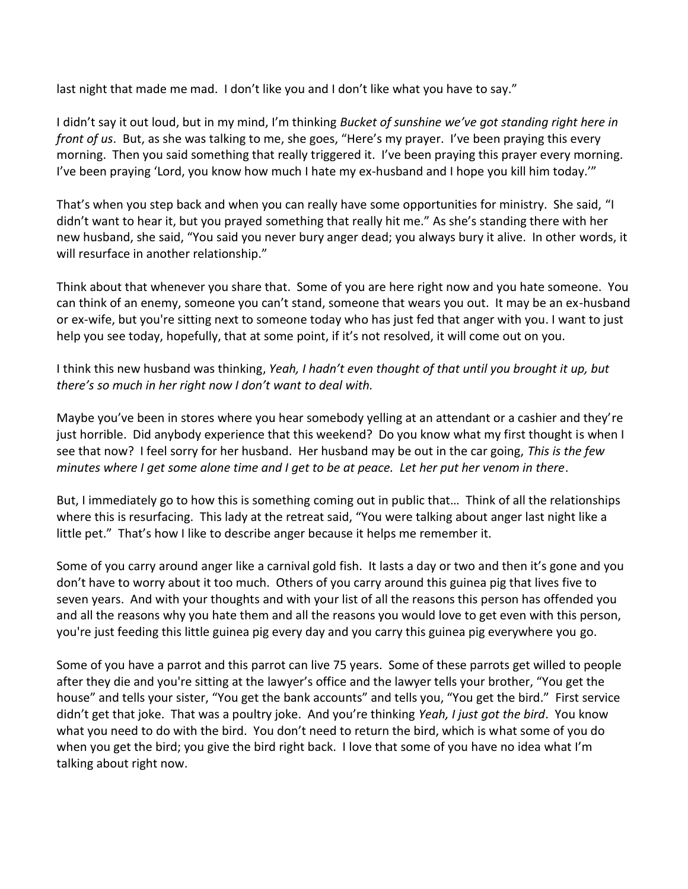last night that made me mad. I don't like you and I don't like what you have to say."

I didn't say it out loud, but in my mind, I'm thinking *Bucket of sunshine we've got standing right here in front of us*. But, as she was talking to me, she goes, "Here's my prayer. I've been praying this every morning. Then you said something that really triggered it. I've been praying this prayer every morning. I've been praying 'Lord, you know how much I hate my ex-husband and I hope you kill him today.'"

That's when you step back and when you can really have some opportunities for ministry. She said, "I didn't want to hear it, but you prayed something that really hit me." As she's standing there with her new husband, she said, "You said you never bury anger dead; you always bury it alive. In other words, it will resurface in another relationship."

Think about that whenever you share that. Some of you are here right now and you hate someone. You can think of an enemy, someone you can't stand, someone that wears you out. It may be an ex-husband or ex-wife, but you're sitting next to someone today who has just fed that anger with you. I want to just help you see today, hopefully, that at some point, if it's not resolved, it will come out on you.

I think this new husband was thinking, *Yeah, I hadn't even thought of that until you brought it up, but there's so much in her right now I don't want to deal with.*

Maybe you've been in stores where you hear somebody yelling at an attendant or a cashier and they're just horrible. Did anybody experience that this weekend? Do you know what my first thought is when I see that now? I feel sorry for her husband. Her husband may be out in the car going, *This is the few minutes where I get some alone time and I get to be at peace. Let her put her venom in there*.

But, I immediately go to how this is something coming out in public that… Think of all the relationships where this is resurfacing. This lady at the retreat said, "You were talking about anger last night like a little pet." That's how I like to describe anger because it helps me remember it.

Some of you carry around anger like a carnival gold fish. It lasts a day or two and then it's gone and you don't have to worry about it too much. Others of you carry around this guinea pig that lives five to seven years. And with your thoughts and with your list of all the reasons this person has offended you and all the reasons why you hate them and all the reasons you would love to get even with this person, you're just feeding this little guinea pig every day and you carry this guinea pig everywhere you go.

Some of you have a parrot and this parrot can live 75 years. Some of these parrots get willed to people after they die and you're sitting at the lawyer's office and the lawyer tells your brother, "You get the house" and tells your sister, "You get the bank accounts" and tells you, "You get the bird." First service didn't get that joke. That was a poultry joke. And you're thinking *Yeah, I just got the bird*. You know what you need to do with the bird. You don't need to return the bird, which is what some of you do when you get the bird; you give the bird right back. I love that some of you have no idea what I'm talking about right now.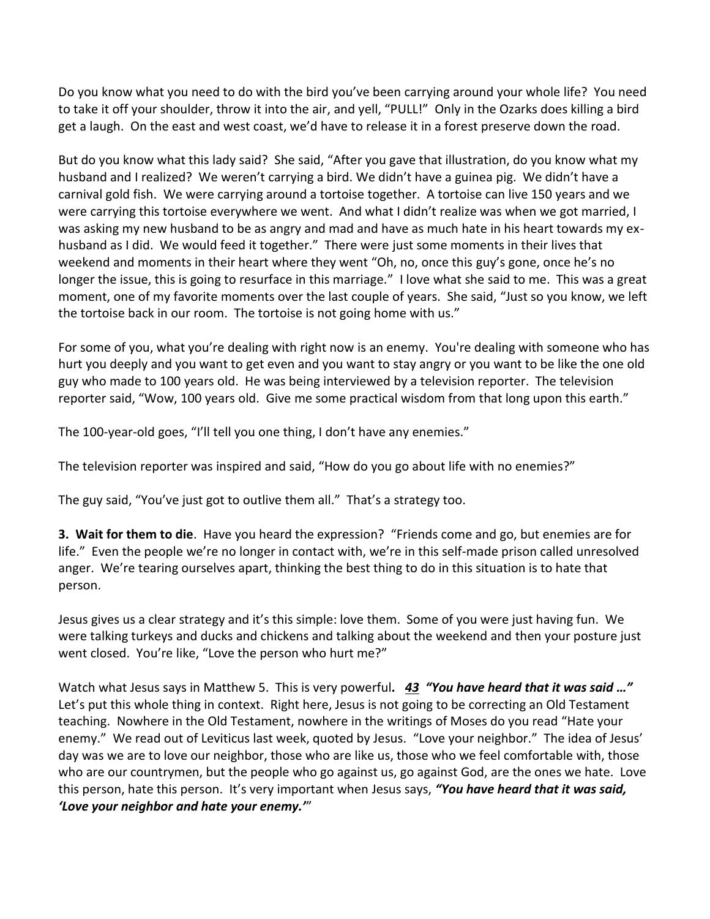Do you know what you need to do with the bird you've been carrying around your whole life? You need to take it off your shoulder, throw it into the air, and yell, "PULL!" Only in the Ozarks does killing a bird get a laugh. On the east and west coast, we'd have to release it in a forest preserve down the road.

But do you know what this lady said? She said, "After you gave that illustration, do you know what my husband and I realized? We weren't carrying a bird. We didn't have a guinea pig. We didn't have a carnival gold fish. We were carrying around a tortoise together. A tortoise can live 150 years and we were carrying this tortoise everywhere we went. And what I didn't realize was when we got married, I was asking my new husband to be as angry and mad and have as much hate in his heart towards my ex-husband as I did. We would feed it together." There were just some moments in their lives that weekend and moments in their heart where they went "Oh, no, once this guy's gone, once he's no longer the issue, this is going to resurface in this marriage." I love what she said to me. This was a great moment, one of my favorite moments over the last couple of years. She said, "Just so you know, we left the tortoise back in our room. The tortoise is not going home with us."

For some of you, what you're dealing with right now is an enemy. You're dealing with someone who has hurt you deeply and you want to get even and you want to stay angry or you want to be like the one old guy who made to 100 years old. He was being interviewed by a television reporter. The television reporter said, "Wow, 100 years old. Give me some practical wisdom from that long upon this earth."

The 100-year-old goes, "I'll tell you one thing, I don't have any enemies."

The television reporter was inspired and said, "How do you go about life with no enemies?"

The guy said, "You've just got to outlive them all." That's a strategy too.

**3. Wait for them to die**. Have you heard the expression? "Friends come and go, but enemies are for life." Even the people we're no longer in contact with, we're in this self-made prison called unresolved anger. We're tearing ourselves apart, thinking the best thing to do in this situation is to hate that person.

Jesus gives us a clear strategy and it's this simple: love them. Some of you were just having fun. We were talking turkeys and ducks and chickens and talking about the weekend and then your posture just went closed. You're like, "Love the person who hurt me?"

Watch what Jesus says in Matthew 5. This is very powerful**.** ***43 "You have heard that it was said …"*** Let's put this whole thing in context. Right here, Jesus is not going to be correcting an Old Testament teaching. Nowhere in the Old Testament, nowhere in the writings of Moses do you read "Hate your enemy." We read out of Leviticus last week, quoted by Jesus. "Love your neighbor." The idea of Jesus' day was we are to love our neighbor, those who are like us, those who we feel comfortable with, those who are our countrymen, but the people who go against us, go against God, are the ones we hate. Love this person, hate this person. It's very important when Jesus says, ***"You have heard that it was said, 'Love your neighbor and hate your enemy.'"***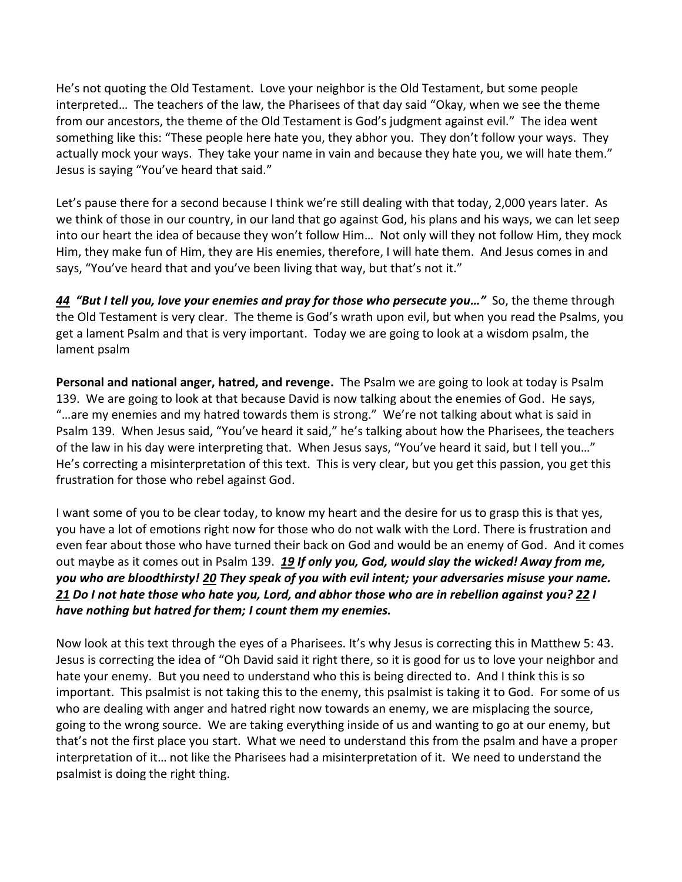He's not quoting the Old Testament. Love your neighbor is the Old Testament, but some people interpreted… The teachers of the law, the Pharisees of that day said "Okay, when we see the theme from our ancestors, the theme of the Old Testament is God's judgment against evil." The idea went something like this: "These people here hate you, they abhor you. They don't follow your ways. They actually mock your ways. They take your name in vain and because they hate you, we will hate them." Jesus is saying "You've heard that said."

Let's pause there for a second because I think we're still dealing with that today, 2,000 years later. As we think of those in our country, in our land that go against God, his plans and his ways, we can let seep into our heart the idea of because they won't follow Him… Not only will they not follow Him, they mock Him, they make fun of Him, they are His enemies, therefore, I will hate them. And Jesus comes in and says, "You've heard that and you've been living that way, but that's not it."

***44*** ***"But I tell you, love your enemies and pray for those who persecute you…"*** So, the theme through the Old Testament is very clear. The theme is God's wrath upon evil, but when you read the Psalms, you get a lament Psalm and that is very important. Today we are going to look at a wisdom psalm, the lament psalm

**Personal and national anger, hatred, and revenge.** The Psalm we are going to look at today is Psalm 139. We are going to look at that because David is now talking about the enemies of God. He says, "…are my enemies and my hatred towards them is strong." We're not talking about what is said in Psalm 139. When Jesus said, "You've heard it said," he's talking about how the Pharisees, the teachers of the law in his day were interpreting that. When Jesus says, "You've heard it said, but I tell you…" He's correcting a misinterpretation of this text. This is very clear, but you get this passion, you get this frustration for those who rebel against God.

I want some of you to be clear today, to know my heart and the desire for us to grasp this is that yes, you have a lot of emotions right now for those who do not walk with the Lord. There is frustration and even fear about those who have turned their back on God and would be an enemy of God. And it comes out maybe as it comes out in Psalm 139. ***19 If only you, God, would slay the wicked! Away from me, you who are bloodthirsty! 20 They speak of you with evil intent; your adversaries misuse your name. 21 Do I not hate those who hate you, Lord, and abhor those who are in rebellion against you? 22 I have nothing but hatred for them; I count them my enemies.***

Now look at this text through the eyes of a Pharisees. It's why Jesus is correcting this in Matthew 5: 43. Jesus is correcting the idea of "Oh David said it right there, so it is good for us to love your neighbor and hate your enemy. But you need to understand who this is being directed to. And I think this is so important. This psalmist is not taking this to the enemy, this psalmist is taking it to God. For some of us who are dealing with anger and hatred right now towards an enemy, we are misplacing the source, going to the wrong source. We are taking everything inside of us and wanting to go at our enemy, but that's not the first place you start. What we need to understand this from the psalm and have a proper interpretation of it… not like the Pharisees had a misinterpretation of it. We need to understand the psalmist is doing the right thing.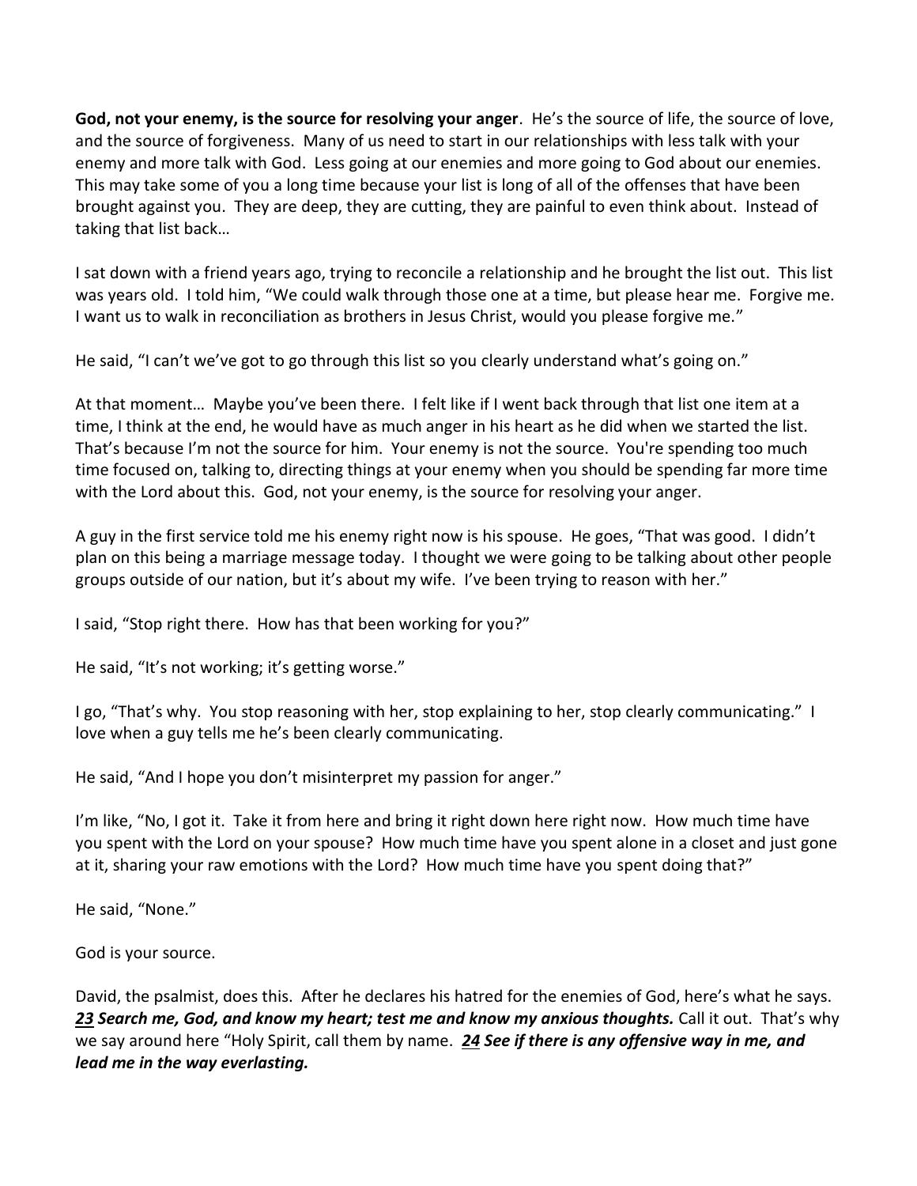**God, not your enemy, is the source for resolving your anger**. He's the source of life, the source of love, and the source of forgiveness. Many of us need to start in our relationships with less talk with your enemy and more talk with God. Less going at our enemies and more going to God about our enemies. This may take some of you a long time because your list is long of all of the offenses that have been brought against you. They are deep, they are cutting, they are painful to even think about. Instead of taking that list back…

I sat down with a friend years ago, trying to reconcile a relationship and he brought the list out. This list was years old. I told him, "We could walk through those one at a time, but please hear me. Forgive me. I want us to walk in reconciliation as brothers in Jesus Christ, would you please forgive me."

He said, "I can't we've got to go through this list so you clearly understand what's going on."

At that moment… Maybe you've been there. I felt like if I went back through that list one item at a time, I think at the end, he would have as much anger in his heart as he did when we started the list. That's because I'm not the source for him. Your enemy is not the source. You're spending too much time focused on, talking to, directing things at your enemy when you should be spending far more time with the Lord about this. God, not your enemy, is the source for resolving your anger.

A guy in the first service told me his enemy right now is his spouse. He goes, "That was good. I didn't plan on this being a marriage message today. I thought we were going to be talking about other people groups outside of our nation, but it's about my wife. I've been trying to reason with her."

I said, "Stop right there. How has that been working for you?"

He said, "It's not working; it's getting worse."

I go, "That's why. You stop reasoning with her, stop explaining to her, stop clearly communicating." I love when a guy tells me he's been clearly communicating.

He said, "And I hope you don't misinterpret my passion for anger."

I'm like, "No, I got it. Take it from here and bring it right down here right now. How much time have you spent with the Lord on your spouse? How much time have you spent alone in a closet and just gone at it, sharing your raw emotions with the Lord? How much time have you spent doing that?"

He said, "None."

God is your source.

David, the psalmist, does this. After he declares his hatred for the enemies of God, here's what he says. ***23 Search me, God, and know my heart; test me and know my anxious thoughts.*** Call it out. That's why we say around here "Holy Spirit, call them by name. ***24 See if there is any offensive way in me, and lead me in the way everlasting.***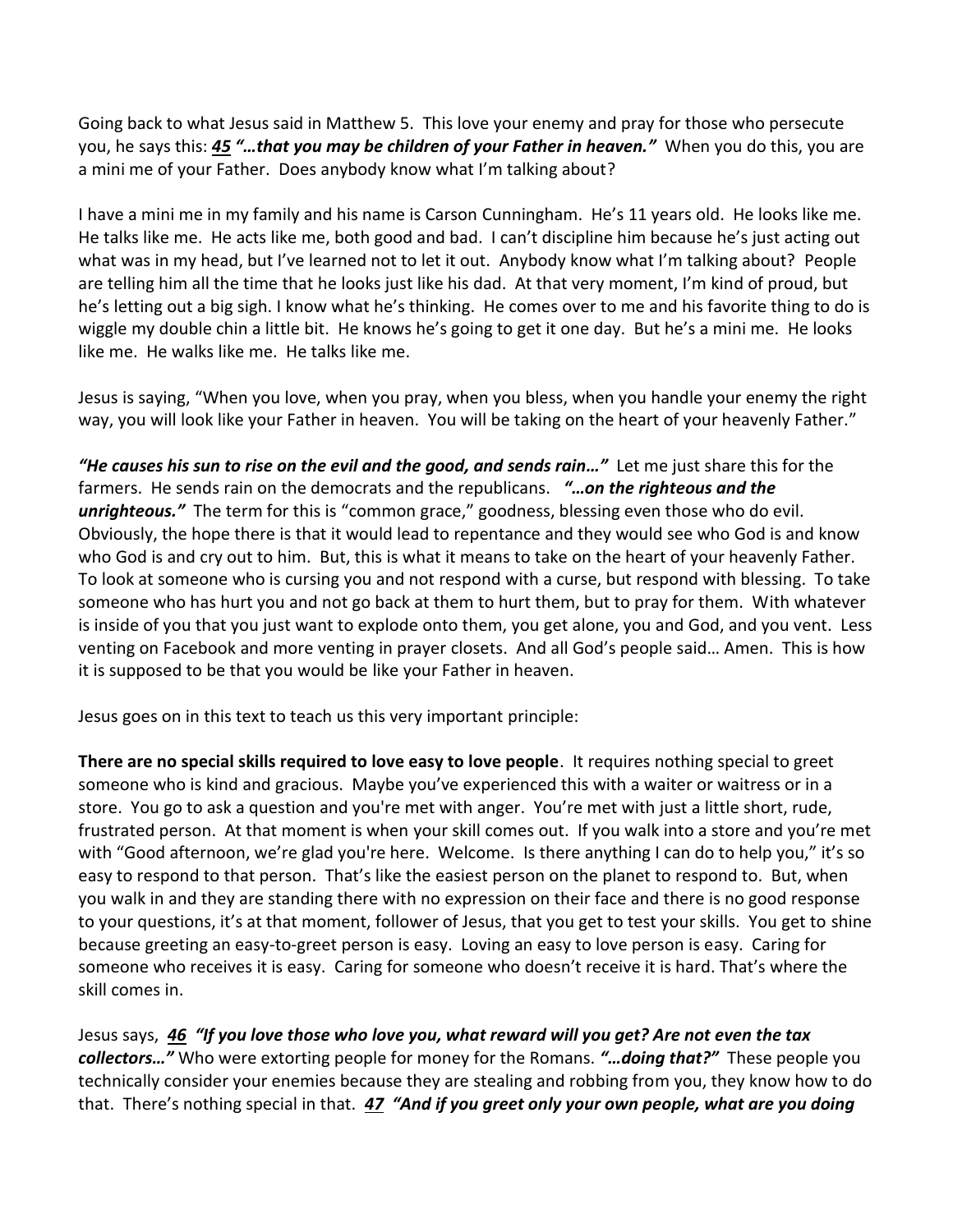Going back to what Jesus said in Matthew 5. This love your enemy and pray for those who persecute you, he says this: ***45*** ***"…that you may be children of your Father in heaven."*** When you do this, you are a mini me of your Father. Does anybody know what I'm talking about?

I have a mini me in my family and his name is Carson Cunningham. He's 11 years old. He looks like me. He talks like me. He acts like me, both good and bad. I can't discipline him because he's just acting out what was in my head, but I've learned not to let it out. Anybody know what I'm talking about? People are telling him all the time that he looks just like his dad. At that very moment, I'm kind of proud, but he's letting out a big sigh. I know what he's thinking. He comes over to me and his favorite thing to do is wiggle my double chin a little bit. He knows he's going to get it one day. But he's a mini me. He looks like me. He walks like me. He talks like me.

Jesus is saying, "When you love, when you pray, when you bless, when you handle your enemy the right way, you will look like your Father in heaven. You will be taking on the heart of your heavenly Father."

***"He causes his sun to rise on the evil and the good, and sends rain…"*** Let me just share this for the farmers. He sends rain on the democrats and the republicans. ***"…on the righteous and the unrighteous."*** The term for this is "common grace," goodness, blessing even those who do evil. Obviously, the hope there is that it would lead to repentance and they would see who God is and know who God is and cry out to him. But, this is what it means to take on the heart of your heavenly Father. To look at someone who is cursing you and not respond with a curse, but respond with blessing. To take someone who has hurt you and not go back at them to hurt them, but to pray for them. With whatever is inside of you that you just want to explode onto them, you get alone, you and God, and you vent. Less venting on Facebook and more venting in prayer closets. And all God's people said… Amen. This is how it is supposed to be that you would be like your Father in heaven.

Jesus goes on in this text to teach us this very important principle:

**There are no special skills required to love easy to love people**. It requires nothing special to greet someone who is kind and gracious. Maybe you've experienced this with a waiter or waitress or in a store. You go to ask a question and you're met with anger. You're met with just a little short, rude, frustrated person. At that moment is when your skill comes out. If you walk into a store and you're met with "Good afternoon, we're glad you're here. Welcome. Is there anything I can do to help you," it's so easy to respond to that person. That's like the easiest person on the planet to respond to. But, when you walk in and they are standing there with no expression on their face and there is no good response to your questions, it's at that moment, follower of Jesus, that you get to test your skills. You get to shine because greeting an easy-to-greet person is easy. Loving an easy to love person is easy. Caring for someone who receives it is easy. Caring for someone who doesn't receive it is hard. That's where the skill comes in.

Jesus says, ***46*** ***"If you love those who love you, what reward will you get? Are not even the tax collectors…"*** Who were extorting people for money for the Romans. ***"…doing that?"*** These people you technically consider your enemies because they are stealing and robbing from you, they know how to do that. There's nothing special in that. ***47*** ***"And if you greet only your own people, what are you doing***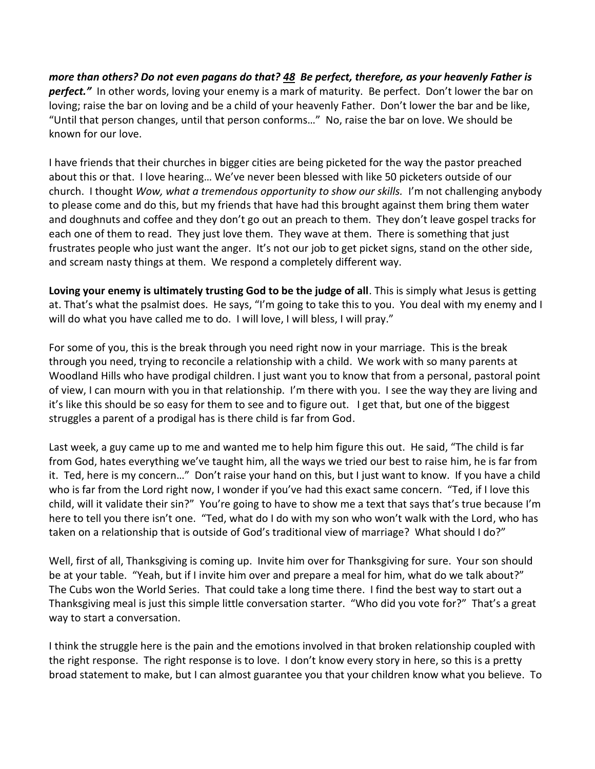***more than others? Do not even pagans do that? 48 Be perfect, therefore, as your heavenly Father is perfect."*** In other words, loving your enemy is a mark of maturity. Be perfect. Don't lower the bar on loving; raise the bar on loving and be a child of your heavenly Father. Don't lower the bar and be like, "Until that person changes, until that person conforms…" No, raise the bar on love. We should be known for our love.

I have friends that their churches in bigger cities are being picketed for the way the pastor preached about this or that. I love hearing… We've never been blessed with like 50 picketers outside of our church. I thought *Wow, what a tremendous opportunity to show our skills.* I'm not challenging anybody to please come and do this, but my friends that have had this brought against them bring them water and doughnuts and coffee and they don't go out an preach to them. They don't leave gospel tracks for each one of them to read. They just love them. They wave at them. There is something that just frustrates people who just want the anger. It's not our job to get picket signs, stand on the other side, and scream nasty things at them. We respond a completely different way.

**Loving your enemy is ultimately trusting God to be the judge of all**. This is simply what Jesus is getting at. That's what the psalmist does. He says, "I'm going to take this to you. You deal with my enemy and I will do what you have called me to do. I will love, I will bless, I will pray."

For some of you, this is the break through you need right now in your marriage. This is the break through you need, trying to reconcile a relationship with a child. We work with so many parents at Woodland Hills who have prodigal children. I just want you to know that from a personal, pastoral point of view, I can mourn with you in that relationship. I'm there with you. I see the way they are living and it's like this should be so easy for them to see and to figure out. I get that, but one of the biggest struggles a parent of a prodigal has is there child is far from God.

Last week, a guy came up to me and wanted me to help him figure this out. He said, "The child is far from God, hates everything we've taught him, all the ways we tried our best to raise him, he is far from it. Ted, here is my concern…" Don't raise your hand on this, but I just want to know. If you have a child who is far from the Lord right now, I wonder if you've had this exact same concern. "Ted, if I love this child, will it validate their sin?" You're going to have to show me a text that says that's true because I'm here to tell you there isn't one. "Ted, what do I do with my son who won't walk with the Lord, who has taken on a relationship that is outside of God's traditional view of marriage? What should I do?"

Well, first of all, Thanksgiving is coming up. Invite him over for Thanksgiving for sure. Your son should be at your table. "Yeah, but if I invite him over and prepare a meal for him, what do we talk about?" The Cubs won the World Series. That could take a long time there. I find the best way to start out a Thanksgiving meal is just this simple little conversation starter. "Who did you vote for?" That's a great way to start a conversation.

I think the struggle here is the pain and the emotions involved in that broken relationship coupled with the right response. The right response is to love. I don't know every story in here, so this is a pretty broad statement to make, but I can almost guarantee you that your children know what you believe. To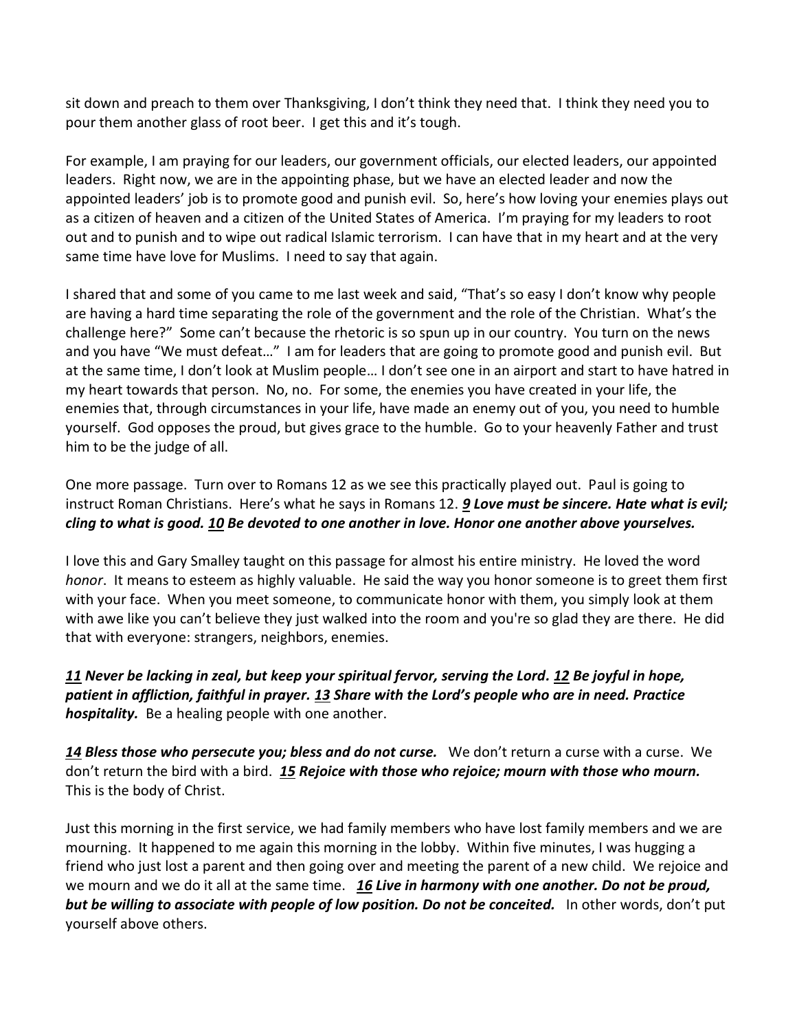sit down and preach to them over Thanksgiving, I don't think they need that. I think they need you to pour them another glass of root beer. I get this and it's tough.

For example, I am praying for our leaders, our government officials, our elected leaders, our appointed leaders. Right now, we are in the appointing phase, but we have an elected leader and now the appointed leaders' job is to promote good and punish evil. So, here's how loving your enemies plays out as a citizen of heaven and a citizen of the United States of America. I'm praying for my leaders to root out and to punish and to wipe out radical Islamic terrorism. I can have that in my heart and at the very same time have love for Muslims. I need to say that again.

I shared that and some of you came to me last week and said, "That's so easy I don't know why people are having a hard time separating the role of the government and the role of the Christian. What's the challenge here?" Some can't because the rhetoric is so spun up in our country. You turn on the news and you have "We must defeat…" I am for leaders that are going to promote good and punish evil. But at the same time, I don't look at Muslim people… I don't see one in an airport and start to have hatred in my heart towards that person. No, no. For some, the enemies you have created in your life, the enemies that, through circumstances in your life, have made an enemy out of you, you need to humble yourself. God opposes the proud, but gives grace to the humble. Go to your heavenly Father and trust him to be the judge of all.

One more passage. Turn over to Romans 12 as we see this practically played out. Paul is going to instruct Roman Christians. Here's what he says in Romans 12. ***9 Love must be sincere. Hate what is evil; cling to what is good. 10 Be devoted to one another in love. Honor one another above yourselves.***

I love this and Gary Smalley taught on this passage for almost his entire ministry. He loved the word *honor*. It means to esteem as highly valuable. He said the way you honor someone is to greet them first with your face. When you meet someone, to communicate honor with them, you simply look at them with awe like you can't believe they just walked into the room and you're so glad they are there. He did that with everyone: strangers, neighbors, enemies.

***11 Never be lacking in zeal, but keep your spiritual fervor, serving the Lord. 12 Be joyful in hope, patient in affliction, faithful in prayer. 13 Share with the Lord's people who are in need. Practice hospitality.*** Be a healing people with one another.

***14 Bless those who persecute you; bless and do not curse.*** We don't return a curse with a curse. We don't return the bird with a bird. ***15 Rejoice with those who rejoice; mourn with those who mourn.*** This is the body of Christ.

Just this morning in the first service, we had family members who have lost family members and we are mourning. It happened to me again this morning in the lobby. Within five minutes, I was hugging a friend who just lost a parent and then going over and meeting the parent of a new child. We rejoice and we mourn and we do it all at the same time. ***16 Live in harmony with one another. Do not be proud, but be willing to associate with people of low position. Do not be conceited.*** In other words, don't put yourself above others.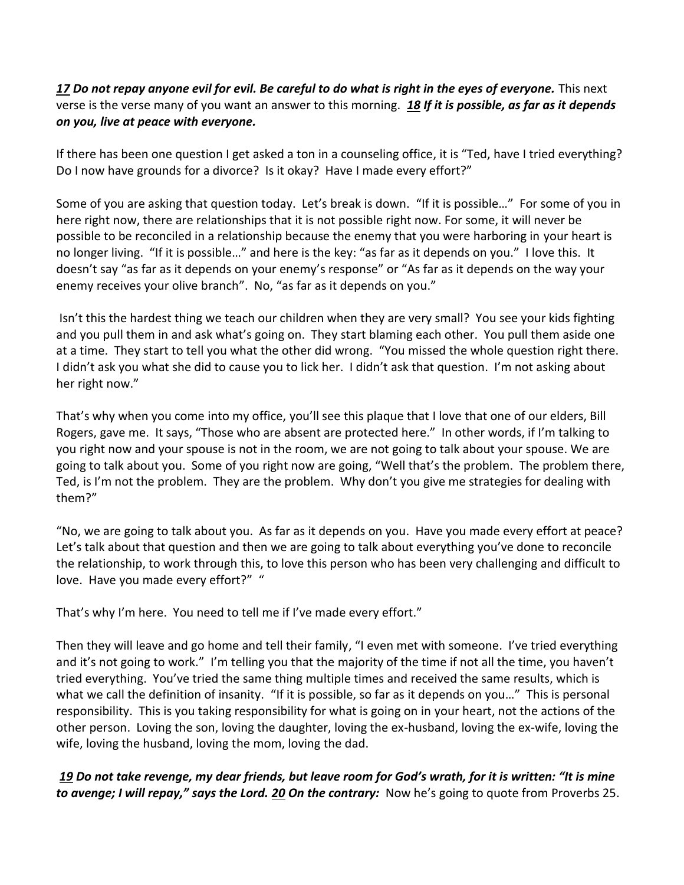***17** Do not repay anyone evil for evil. Be careful to do what is right in the eyes of everyone.* This next verse is the verse many of you want an answer to this morning. ***18** If it is possible, as far as it depends on you, live at peace with everyone.*

If there has been one question I get asked a ton in a counseling office, it is "Ted, have I tried everything? Do I now have grounds for a divorce? Is it okay? Have I made every effort?"

Some of you are asking that question today. Let's break is down. "If it is possible…" For some of you in here right now, there are relationships that it is not possible right now. For some, it will never be possible to be reconciled in a relationship because the enemy that you were harboring in your heart is no longer living. "If it is possible…" and here is the key: "as far as it depends on you." I love this. It doesn't say "as far as it depends on your enemy's response" or "As far as it depends on the way your enemy receives your olive branch". No, "as far as it depends on you."

Isn't this the hardest thing we teach our children when they are very small? You see your kids fighting and you pull them in and ask what's going on. They start blaming each other. You pull them aside one at a time. They start to tell you what the other did wrong. "You missed the whole question right there. I didn't ask you what she did to cause you to lick her. I didn't ask that question. I'm not asking about her right now."

That's why when you come into my office, you'll see this plaque that I love that one of our elders, Bill Rogers, gave me. It says, "Those who are absent are protected here." In other words, if I'm talking to you right now and your spouse is not in the room, we are not going to talk about your spouse. We are going to talk about you. Some of you right now are going, "Well that's the problem. The problem there, Ted, is I'm not the problem. They are the problem. Why don't you give me strategies for dealing with them?"

"No, we are going to talk about you. As far as it depends on you. Have you made every effort at peace? Let's talk about that question and then we are going to talk about everything you've done to reconcile the relationship, to work through this, to love this person who has been very challenging and difficult to love. Have you made every effort?" "

That's why I'm here. You need to tell me if I've made every effort."

Then they will leave and go home and tell their family, "I even met with someone. I've tried everything and it's not going to work." I'm telling you that the majority of the time if not all the time, you haven't tried everything. You've tried the same thing multiple times and received the same results, which is what we call the definition of insanity. "If it is possible, so far as it depends on you…" This is personal responsibility. This is you taking responsibility for what is going on in your heart, not the actions of the other person. Loving the son, loving the daughter, loving the ex-husband, loving the ex-wife, loving the wife, loving the husband, loving the mom, loving the dad.

***19** Do not take revenge, my dear friends, but leave room for God's wrath, for it is written: "It is mine to avenge; I will repay," says the Lord. **20** On the contrary:* Now he's going to quote from Proverbs 25.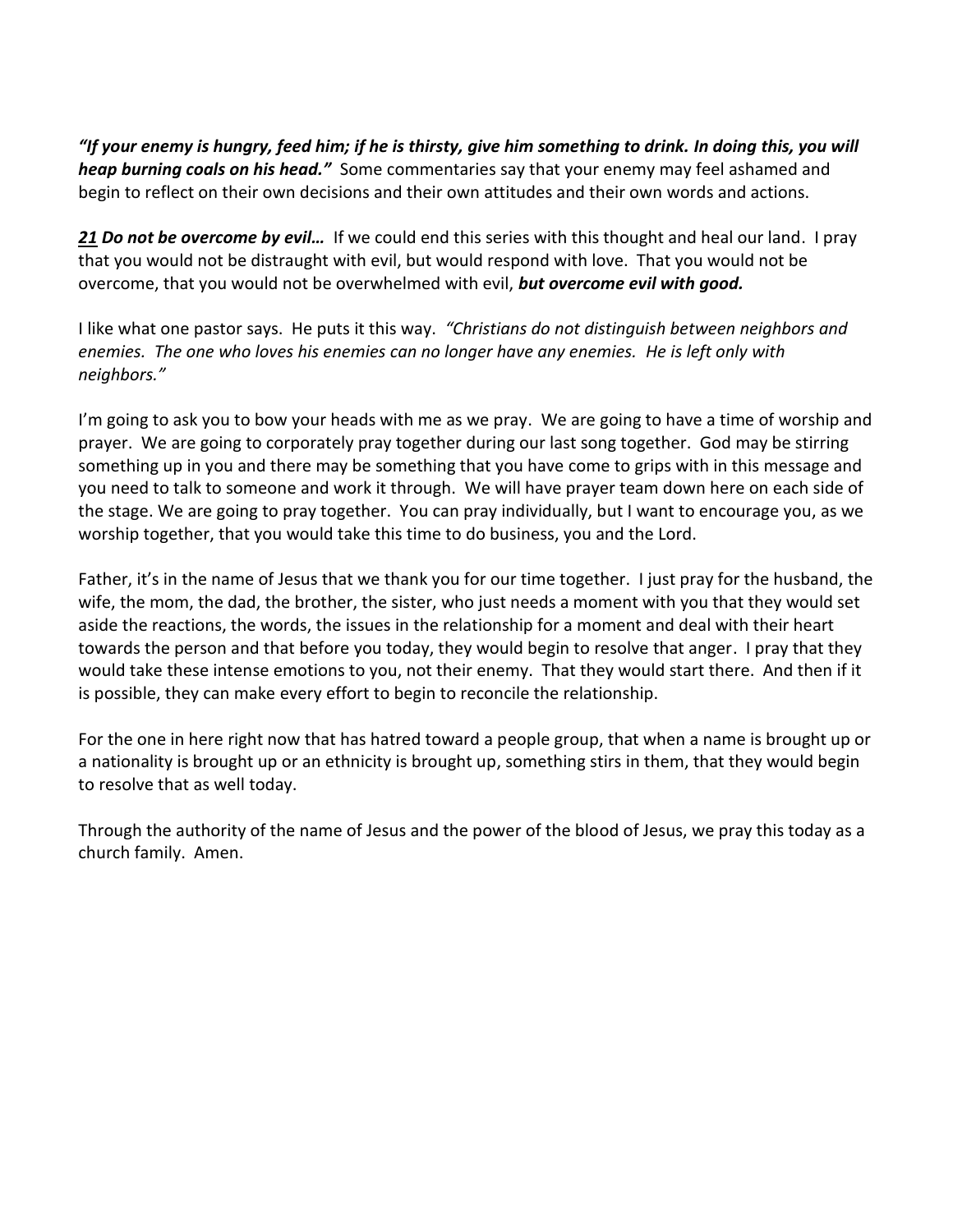***"If your enemy is hungry, feed him; if he is thirsty, give him something to drink. In doing this, you will heap burning coals on his head."*** Some commentaries say that your enemy may feel ashamed and begin to reflect on their own decisions and their own attitudes and their own words and actions.

***21 Do not be overcome by evil…*** If we could end this series with this thought and heal our land. I pray that you would not be distraught with evil, but would respond with love. That you would not be overcome, that you would not be overwhelmed with evil, ***but overcome evil with good.***

I like what one pastor says. He puts it this way. *"Christians do not distinguish between neighbors and enemies. The one who loves his enemies can no longer have any enemies. He is left only with neighbors."*

I'm going to ask you to bow your heads with me as we pray. We are going to have a time of worship and prayer. We are going to corporately pray together during our last song together. God may be stirring something up in you and there may be something that you have come to grips with in this message and you need to talk to someone and work it through. We will have prayer team down here on each side of the stage. We are going to pray together. You can pray individually, but I want to encourage you, as we worship together, that you would take this time to do business, you and the Lord.

Father, it's in the name of Jesus that we thank you for our time together. I just pray for the husband, the wife, the mom, the dad, the brother, the sister, who just needs a moment with you that they would set aside the reactions, the words, the issues in the relationship for a moment and deal with their heart towards the person and that before you today, they would begin to resolve that anger. I pray that they would take these intense emotions to you, not their enemy. That they would start there. And then if it is possible, they can make every effort to begin to reconcile the relationship.

For the one in here right now that has hatred toward a people group, that when a name is brought up or a nationality is brought up or an ethnicity is brought up, something stirs in them, that they would begin to resolve that as well today.

Through the authority of the name of Jesus and the power of the blood of Jesus, we pray this today as a church family. Amen.